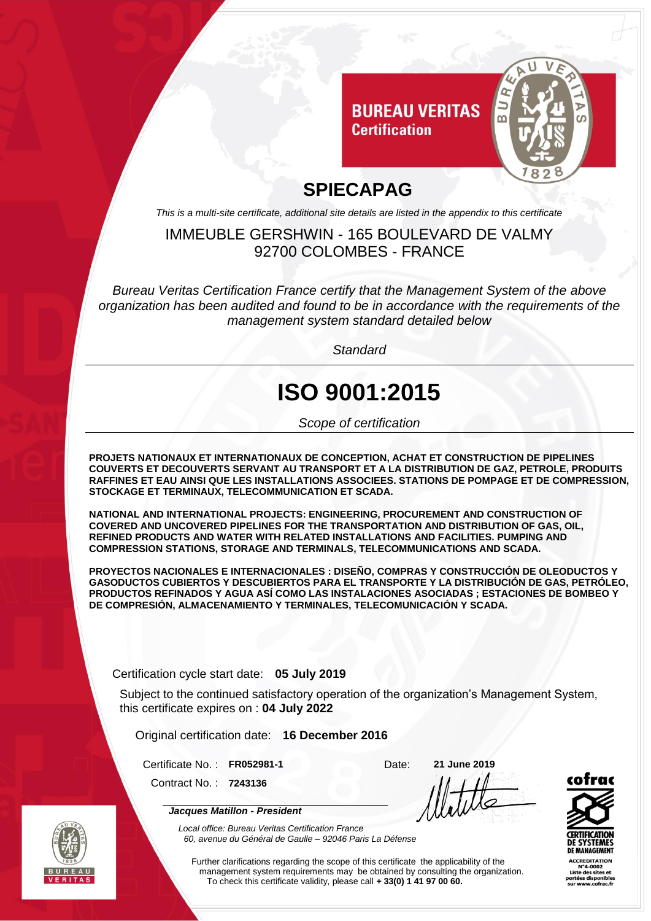**BUREAU VERITAS**
**Certification**

# SPIECAPAG

*This is a multi-site certificate, additional site details are listed in the appendix to this certificate*

IMMEUBLE GERSHWIN - 165 BOULEVARD DE VALMY
92700 COLOMBES - FRANCE

*Bureau Veritas Certification France certify that the Management System of the above organization has been audited and found to be in accordance with the requirements of the management system standard detailed below*

*Standard*

# ISO 9001:2015

*Scope of certification*

**PROJETS NATIONAUX ET INTERNATIONAUX DE CONCEPTION, ACHAT ET CONSTRUCTION DE PIPELINES COUVERTS ET DECOUVERTS SERVANT AU TRANSPORT ET A LA DISTRIBUTION DE GAZ, PETROLE, PRODUITS RAFFINES ET EAU AINSI QUE LES INSTALLATIONS ASSOCIEES. STATIONS DE POMPAGE ET DE COMPRESSION, STOCKAGE ET TERMINAUX, TELECOMMUNICATION ET SCADA.**

**NATIONAL AND INTERNATIONAL PROJECTS: ENGINEERING, PROCUREMENT AND CONSTRUCTION OF COVERED AND UNCOVERED PIPELINES FOR THE TRANSPORTATION AND DISTRIBUTION OF GAS, OIL, REFINED PRODUCTS AND WATER WITH RELATED INSTALLATIONS AND FACILITIES. PUMPING AND COMPRESSION STATIONS, STORAGE AND TERMINALS, TELECOMMUNICATIONS AND SCADA.**

**PROYECTOS NACIONALES E INTERNACIONALES : DISEÑO, COMPRAS Y CONSTRUCCIÓN DE OLEODUCTOS Y GASODUCTOS CUBIERTOS Y DESCUBIERTOS PARA EL TRANSPORTE Y LA DISTRIBUCIÓN DE GAS, PETRÓLEO, PRODUCTOS REFINADOS Y AGUA ASÍ COMO LAS INSTALACIONES ASOCIADAS ; ESTACIONES DE BOMBEO Y DE COMPRESIÓN, ALMACENAMIENTO Y TERMINALES, TELECOMUNICACIÓN Y SCADA.**

Certification cycle start date: **05 July 2019**

Subject to the continued satisfactory operation of the organization's Management System, this certificate expires on : **04 July 2022**

Original certification date: **16 December 2016**

Certificate No. : **FR052981-1**

Contract No. : **7243136**

Date: **21 June 2019**

***Jacques Matillon - President***

*Local office: Bureau Veritas Certification France*
*60, avenue du Général de Gaulle – 92046 Paris La Défense*

Further clarifications regarding the scope of this certificate the applicability of the management system requirements may be obtained by consulting the organization.
To check this certificate validity, please call **+ 33(0) 1 41 97 00 60.**

cofrac
CERTIFICATION DE SYSTEMES DE MANAGEMENT
ACCREDITATION N°4-0002
Liste des sites et portées disponibles sur www.cofrac.fr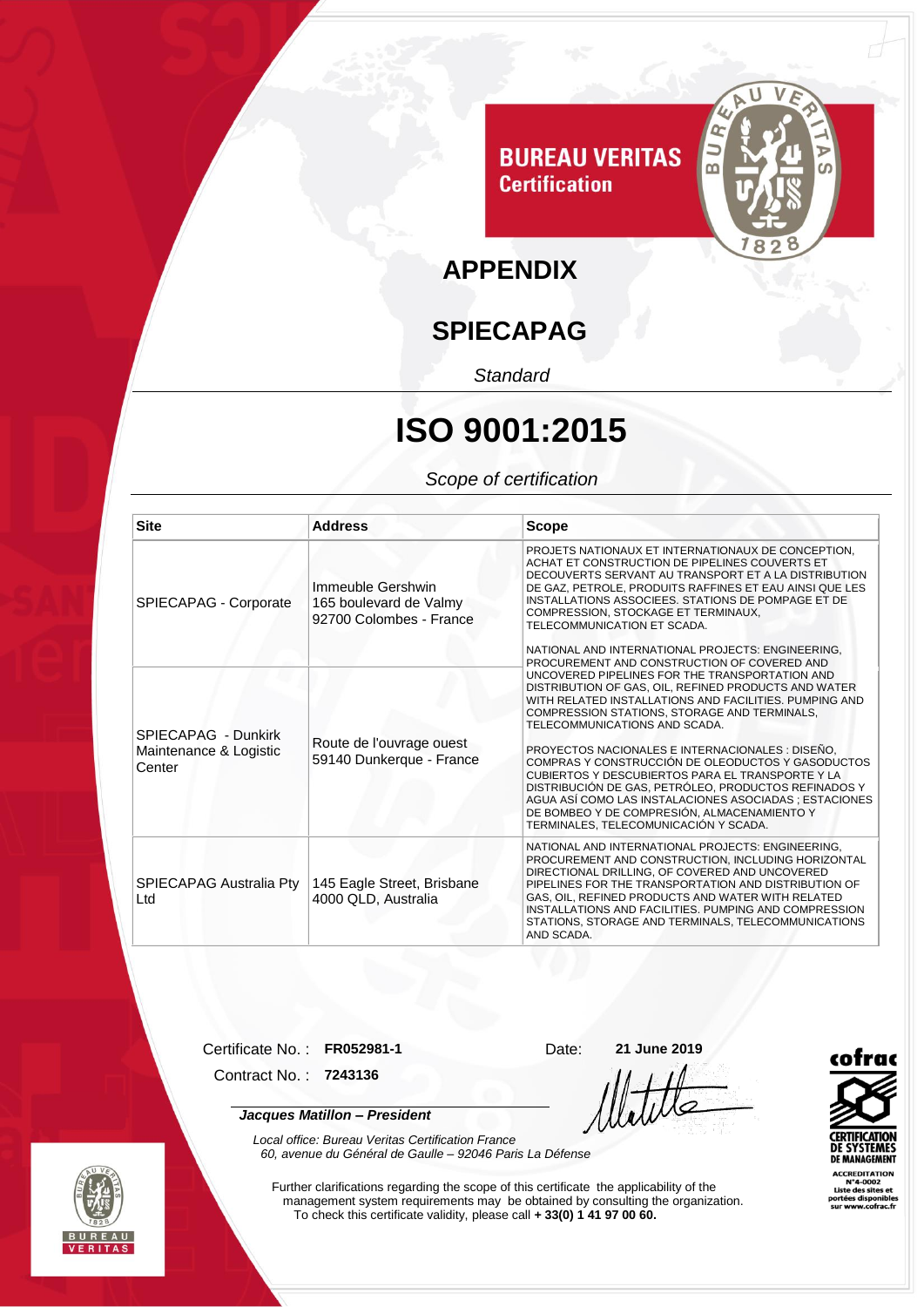BUREAU VERITAS
Certification

# APPENDIX

## SPIECAPAG

*Standard*

# ISO 9001:2015

*Scope of certification*

| Site | Address | Scope |
|---|---|---|
| SPIECAPAG - Corporate | Immeuble Gershwin<br>165 boulevard de Valmy<br>92700 Colombes - France | PROJETS NATIONAUX ET INTERNATIONAUX DE CONCEPTION, ACHAT ET CONSTRUCTION DE PIPELINES COUVERTS ET DECOUVERTS SERVANT AU TRANSPORT ET A LA DISTRIBUTION DE GAZ, PETROLE, PRODUITS RAFFINES ET EAU AINSI QUE LES INSTALLATIONS ASSOCIEES. STATIONS DE POMPAGE ET DE COMPRESSION, STOCKAGE ET TERMINAUX, TELECOMMUNICATION ET SCADA.<br><br>NATIONAL AND INTERNATIONAL PROJECTS: ENGINEERING, PROCUREMENT AND CONSTRUCTION OF COVERED AND UNCOVERED PIPELINES FOR THE TRANSPORTATION AND DISTRIBUTION OF GAS, OIL, REFINED PRODUCTS AND WATER WITH RELATED INSTALLATIONS AND FACILITIES. PUMPING AND COMPRESSION STATIONS, STORAGE AND TERMINALS, TELECOMMUNICATIONS AND SCADA.<br><br>PROYECTOS NACIONALES E INTERNACIONALES : DISEÑO, COMPRAS Y CONSTRUCCIÓN DE OLEODUCTOS Y GASODUCTOS CUBIERTOS Y DESCUBIERTOS PARA EL TRANSPORTE Y LA DISTRIBUCIÓN DE GAS, PETRÓLEO, PRODUCTOS REFINADOS Y AGUA ASÍ COMO LAS INSTALACIONES ASOCIADAS ; ESTACIONES DE BOMBEO Y DE COMPRESIÓN, ALMACENAMIENTO Y TERMINALES, TELECOMUNICACIÓN Y SCADA. |
| SPIECAPAG - Dunkirk Maintenance & Logistic Center | Route de l'ouvrage ouest<br>59140 Dunkerque - France | |
| SPIECAPAG Australia Pty Ltd | 145 Eagle Street, Brisbane<br>4000 QLD, Australia | NATIONAL AND INTERNATIONAL PROJECTS: ENGINEERING, PROCUREMENT AND CONSTRUCTION, INCLUDING HORIZONTAL DIRECTIONAL DRILLING, OF COVERED AND UNCOVERED PIPELINES FOR THE TRANSPORTATION AND DISTRIBUTION OF GAS, OIL, REFINED PRODUCTS AND WATER WITH RELATED INSTALLATIONS AND FACILITIES. PUMPING AND COMPRESSION STATIONS, STORAGE AND TERMINALS, TELECOMMUNICATIONS AND SCADA. |

Certificate No. : **FR052981-1**

Contract No. : **7243136**

Date: **21 June 2019**

***Jacques Matillon – President***

*Local office: Bureau Veritas Certification France*
*60, avenue du Général de Gaulle – 92046 Paris La Défense*

Further clarifications regarding the scope of this certificate the applicability of the management system requirements may be obtained by consulting the organization.
To check this certificate validity, please call **+ 33(0) 1 41 97 00 60.**

cofrac
CERTIFICATION DE SYSTEMES DE MANAGEMENT
ACCREDITATION N°4-0002
Liste des sites et portées disponibles sur www.cofrac.fr